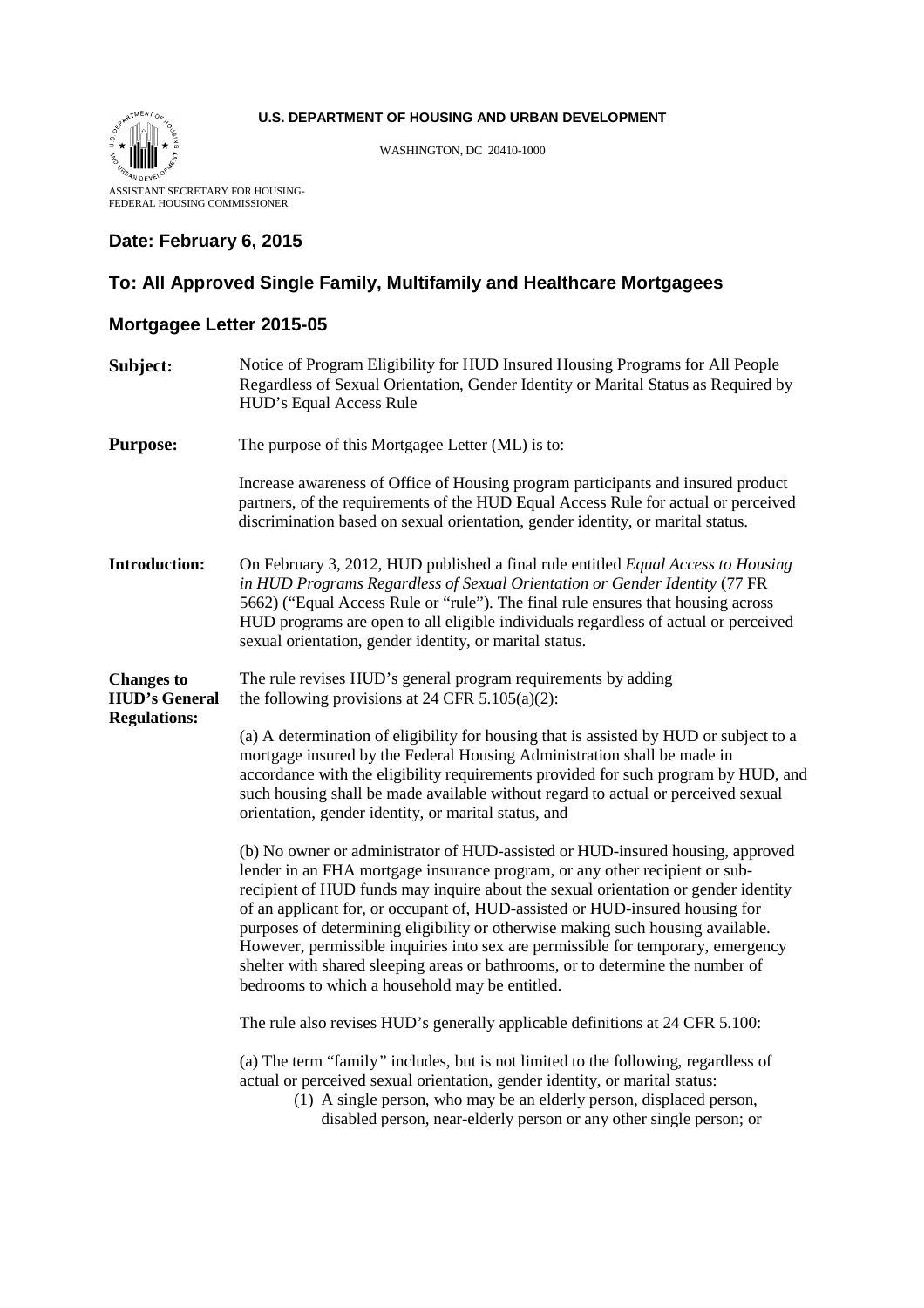**U.S. DEPARTMENT OF HOUSING AND URBAN DEVELOPMENT**

WASHINGTON, DC 20410-1000

ASSISTANT SECRETARY FOR HOUSING-
FEDERAL HOUSING COMMISSIONER

## Date: February 6, 2015

## To: All Approved Single Family, Multifamily and Healthcare Mortgagees

## Mortgagee Letter 2015-05

**Subject:** Notice of Program Eligibility for HUD Insured Housing Programs for All People Regardless of Sexual Orientation, Gender Identity or Marital Status as Required by HUD's Equal Access Rule

**Purpose:** The purpose of this Mortgagee Letter (ML) is to:

Increase awareness of Office of Housing program participants and insured product partners, of the requirements of the HUD Equal Access Rule for actual or perceived discrimination based on sexual orientation, gender identity, or marital status.

**Introduction:** On February 3, 2012, HUD published a final rule entitled *Equal Access to Housing in HUD Programs Regardless of Sexual Orientation or Gender Identity* (77 FR 5662) ("Equal Access Rule or "rule"). The final rule ensures that housing across HUD programs are open to all eligible individuals regardless of actual or perceived sexual orientation, gender identity, or marital status.

**Changes to HUD's General Regulations:** The rule revises HUD's general program requirements by adding the following provisions at 24 CFR 5.105(a)(2):

(a) A determination of eligibility for housing that is assisted by HUD or subject to a mortgage insured by the Federal Housing Administration shall be made in accordance with the eligibility requirements provided for such program by HUD, and such housing shall be made available without regard to actual or perceived sexual orientation, gender identity, or marital status, and

(b) No owner or administrator of HUD-assisted or HUD-insured housing, approved lender in an FHA mortgage insurance program, or any other recipient or sub-recipient of HUD funds may inquire about the sexual orientation or gender identity of an applicant for, or occupant of, HUD-assisted or HUD-insured housing for purposes of determining eligibility or otherwise making such housing available. However, permissible inquiries into sex are permissible for temporary, emergency shelter with shared sleeping areas or bathrooms, or to determine the number of bedrooms to which a household may be entitled.

The rule also revises HUD's generally applicable definitions at 24 CFR 5.100:

(a) The term "family" includes, but is not limited to the following, regardless of actual or perceived sexual orientation, gender identity, or marital status:

1. A single person, who may be an elderly person, displaced person, disabled person, near-elderly person or any other single person; or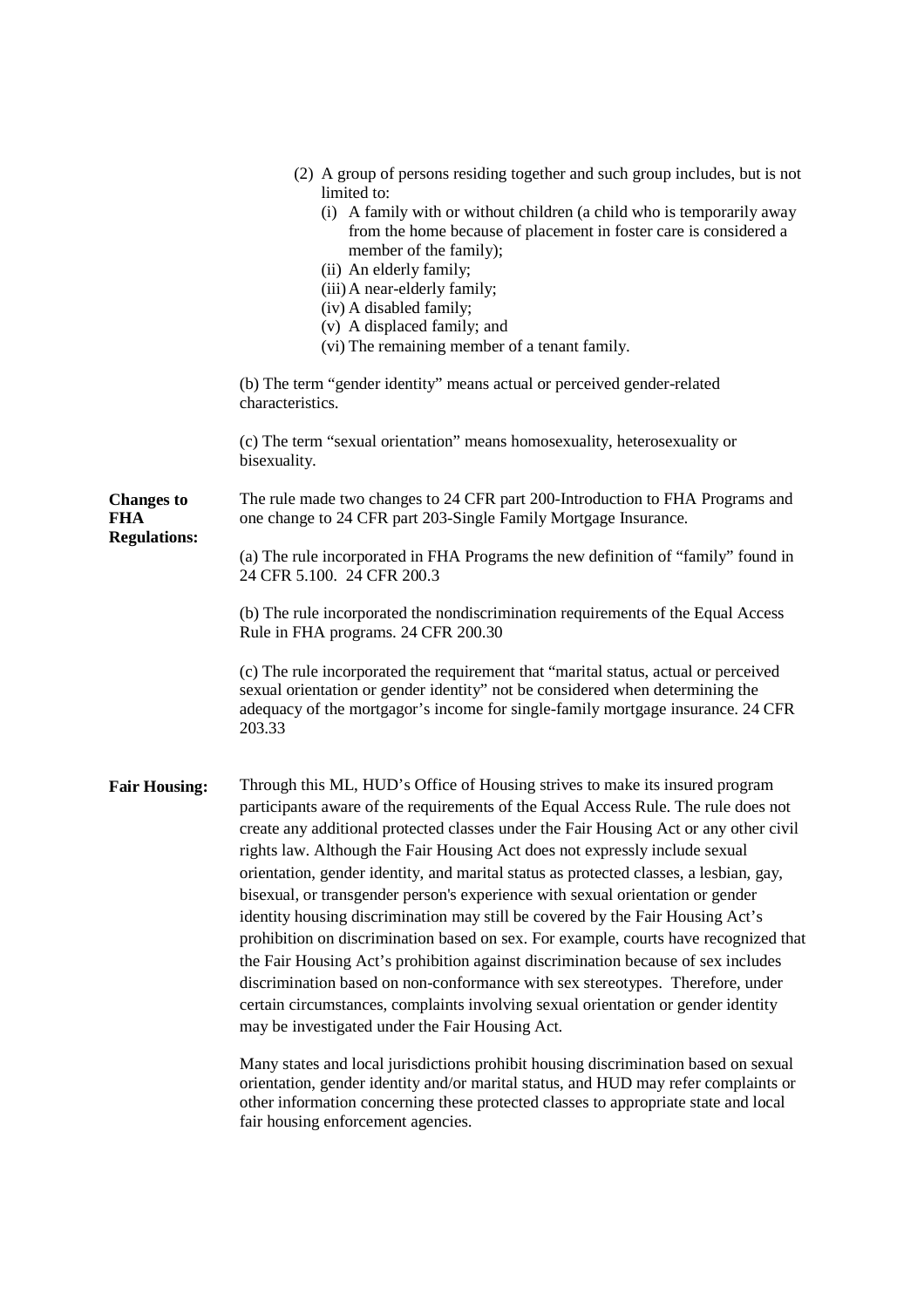(2) A group of persons residing together and such group includes, but is not limited to:

   (i) A family with or without children (a child who is temporarily away from the home because of placement in foster care is considered a member of the family);

   (ii) An elderly family;

   (iii) A near-elderly family;

   (iv) A disabled family;

   (v) A displaced family; and

   (vi) The remaining member of a tenant family.

(b) The term "gender identity" means actual or perceived gender-related characteristics.

(c) The term "sexual orientation" means homosexuality, heterosexuality or bisexuality.

**Changes to FHA Regulations:**

The rule made two changes to 24 CFR part 200-Introduction to FHA Programs and one change to 24 CFR part 203-Single Family Mortgage Insurance.

(a) The rule incorporated in FHA Programs the new definition of "family" found in 24 CFR 5.100. 24 CFR 200.3

(b) The rule incorporated the nondiscrimination requirements of the Equal Access Rule in FHA programs. 24 CFR 200.30

(c) The rule incorporated the requirement that "marital status, actual or perceived sexual orientation or gender identity" not be considered when determining the adequacy of the mortgagor's income for single-family mortgage insurance. 24 CFR 203.33

**Fair Housing:**

Through this ML, HUD's Office of Housing strives to make its insured program participants aware of the requirements of the Equal Access Rule. The rule does not create any additional protected classes under the Fair Housing Act or any other civil rights law. Although the Fair Housing Act does not expressly include sexual orientation, gender identity, and marital status as protected classes, a lesbian, gay, bisexual, or transgender person's experience with sexual orientation or gender identity housing discrimination may still be covered by the Fair Housing Act's prohibition on discrimination based on sex. For example, courts have recognized that the Fair Housing Act's prohibition against discrimination because of sex includes discrimination based on non-conformance with sex stereotypes. Therefore, under certain circumstances, complaints involving sexual orientation or gender identity may be investigated under the Fair Housing Act.

Many states and local jurisdictions prohibit housing discrimination based on sexual orientation, gender identity and/or marital status, and HUD may refer complaints or other information concerning these protected classes to appropriate state and local fair housing enforcement agencies.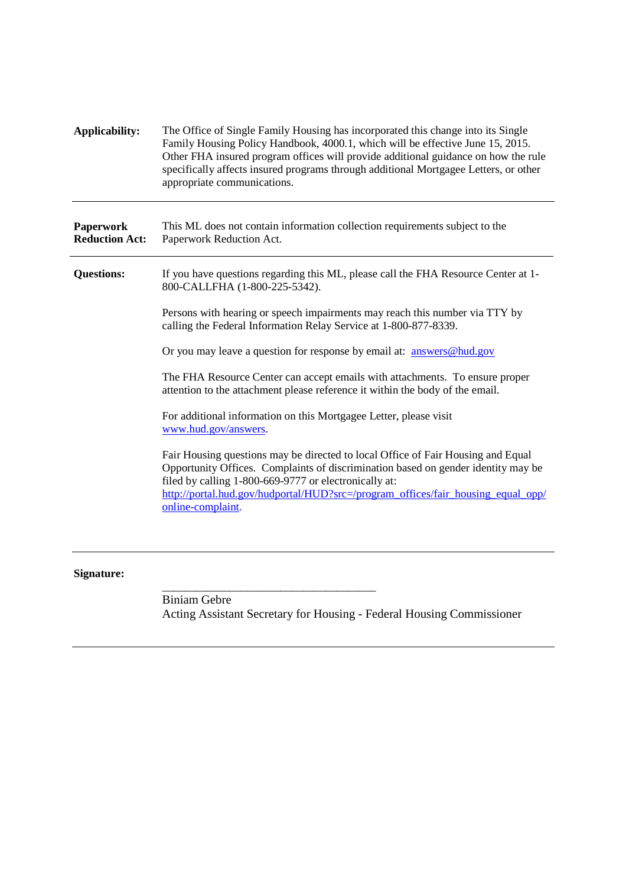**Applicability:** The Office of Single Family Housing has incorporated this change into its Single Family Housing Policy Handbook, 4000.1, which will be effective June 15, 2015. Other FHA insured program offices will provide additional guidance on how the rule specifically affects insured programs through additional Mortgagee Letters, or other appropriate communications.

---

**Paperwork Reduction Act:** This ML does not contain information collection requirements subject to the Paperwork Reduction Act.

---

**Questions:** If you have questions regarding this ML, please call the FHA Resource Center at 1-800-CALLFHA (1-800-225-5342).

Persons with hearing or speech impairments may reach this number via TTY by calling the Federal Information Relay Service at 1-800-877-8339.

Or you may leave a question for response by email at: [answers@hud.gov](mailto:answers@hud.gov)

The FHA Resource Center can accept emails with attachments. To ensure proper attention to the attachment please reference it within the body of the email.

For additional information on this Mortgagee Letter, please visit [www.hud.gov/answers](http://www.hud.gov/answers).

Fair Housing questions may be directed to local Office of Fair Housing and Equal Opportunity Offices. Complaints of discrimination based on gender identity may be filed by calling 1-800-669-9777 or electronically at: [http://portal.hud.gov/hudportal/HUD?src=/program_offices/fair_housing_equal_opp/online-complaint](http://portal.hud.gov/hudportal/HUD?src=/program_offices/fair_housing_equal_opp/online-complaint).

---

**Signature:**

_________________________________

Biniam Gebre
Acting Assistant Secretary for Housing - Federal Housing Commissioner

---